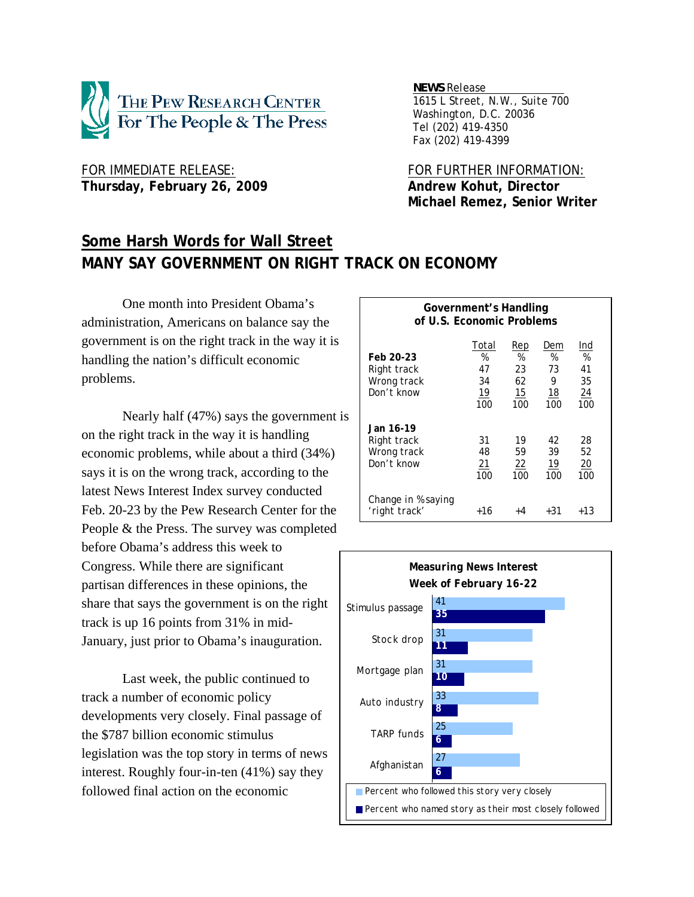**THE PEW RESEARCH CENTER**
**For The People & The Press**

**NEWS** Release
1615 L Street, N.W., Suite 700
Washington, D.C. 20036
Tel (202) 419-4350
Fax (202) 419-4399

FOR IMMEDIATE RELEASE:
**Thursday, February 26, 2009**

FOR FURTHER INFORMATION:
**Andrew Kohut, Director**
**Michael Remez, Senior Writer**

# Some Harsh Words for Wall Street
## MANY SAY GOVERNMENT ON RIGHT TRACK ON ECONOMY

One month into President Obama's administration, Americans on balance say the government is on the right track in the way it is handling the nation's difficult economic problems.

Nearly half (47%) says the government is on the right track in the way it is handling economic problems, while about a third (34%) says it is on the wrong track, according to the latest News Interest Index survey conducted Feb. 20-23 by the Pew Research Center for the People & the Press. The survey was completed before Obama's address this week to Congress. While there are significant partisan differences in these opinions, the share that says the government is on the right track is up 16 points from 31% in mid-January, just prior to Obama's inauguration.

Last week, the public continued to track a number of economic policy developments very closely. Final passage of the $787 billion economic stimulus legislation was the top story in terms of news interest. Roughly four-in-ten (41%) say they followed final action on the economic

**Government's Handling of U.S. Economic Problems**

| | Total | Rep | Dem | Ind |
|---|---|---|---|---|
| **Feb 20-23** | % | % | % | % |
| Right track | 47 | 23 | 73 | 41 |
| Wrong track | 34 | 62 | 9 | 35 |
| Don't know | 19 | 15 | 18 | 24 |
| | 100 | 100 | 100 | 100 |
| **Jan 16-19** | | | | |
| Right track | 31 | 19 | 42 | 28 |
| Wrong track | 48 | 59 | 39 | 52 |
| Don't know | 21 | 22 | 19 | 20 |
| | 100 | 100 | 100 | 100 |
| Change in % saying 'right track' | +16 | +4 | +31 | +13 |

**Measuring News Interest**
**Week of February 16-22**

| | Percent who followed this story very closely | Percent who named story as their most closely followed |
|---|---|---|
| Stimulus passage | 41 | 35 |
| Stock drop | 31 | 11 |
| Mortgage plan | 31 | 10 |
| Auto industry | 33 | 8 |
| TARP funds | 25 | 6 |
| Afghanistan | 27 | 6 |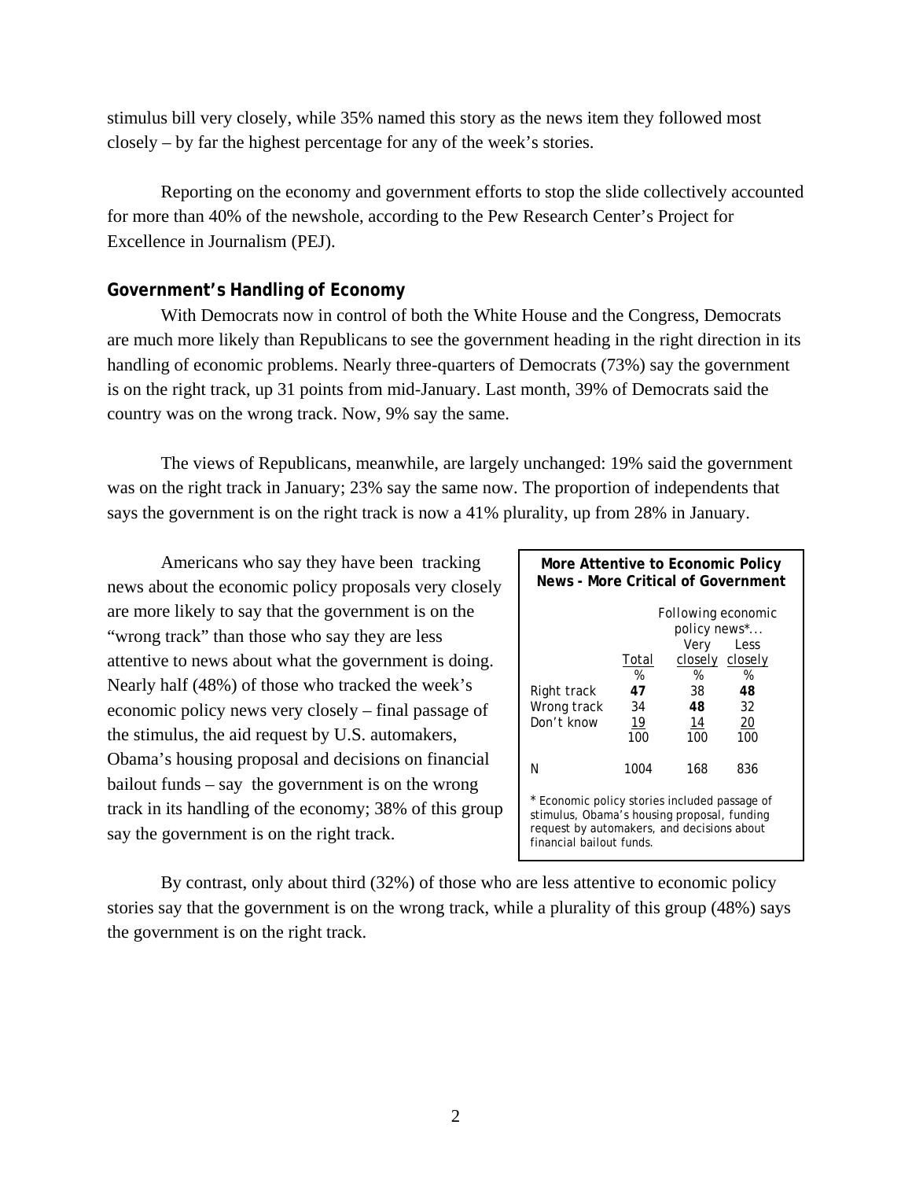stimulus bill very closely, while 35% named this story as the news item they followed most closely – by far the highest percentage for any of the week's stories.

Reporting on the economy and government efforts to stop the slide collectively accounted for more than 40% of the newshole, according to the Pew Research Center's Project for Excellence in Journalism (PEJ).

### Government's Handling of Economy

With Democrats now in control of both the White House and the Congress, Democrats are much more likely than Republicans to see the government heading in the right direction in its handling of economic problems. Nearly three-quarters of Democrats (73%) say the government is on the right track, up 31 points from mid-January. Last month, 39% of Democrats said the country was on the wrong track. Now, 9% say the same.

The views of Republicans, meanwhile, are largely unchanged: 19% said the government was on the right track in January; 23% say the same now. The proportion of independents that says the government is on the right track is now a 41% plurality, up from 28% in January.

Americans who say they have been tracking news about the economic policy proposals very closely are more likely to say that the government is on the "wrong track" than those who say they are less attentive to news about what the government is doing. Nearly half (48%) of those who tracked the week's economic policy news very closely – final passage of the stimulus, the aid request by U.S. automakers, Obama's housing proposal and decisions on financial bailout funds – say the government is on the wrong track in its handling of the economy; 38% of this group say the government is on the right track.

**More Attentive to Economic Policy News - More Critical of Government**

| | | Following economic policy news*... | |
|---|---|---|---|
| | Total | Very closely | Less closely |
| | % | % | % |
| Right track | **47** | 38 | **48** |
| Wrong track | 34 | **48** | 32 |
| Don't know | 19 | 14 | 20 |
| | 100 | 100 | 100 |
| N | 1004 | 168 | 836 |

\* Economic policy stories included passage of stimulus, Obama's housing proposal, funding request by automakers, and decisions about financial bailout funds.

By contrast, only about third (32%) of those who are less attentive to economic policy stories say that the government is on the wrong track, while a plurality of this group (48%) says the government is on the right track.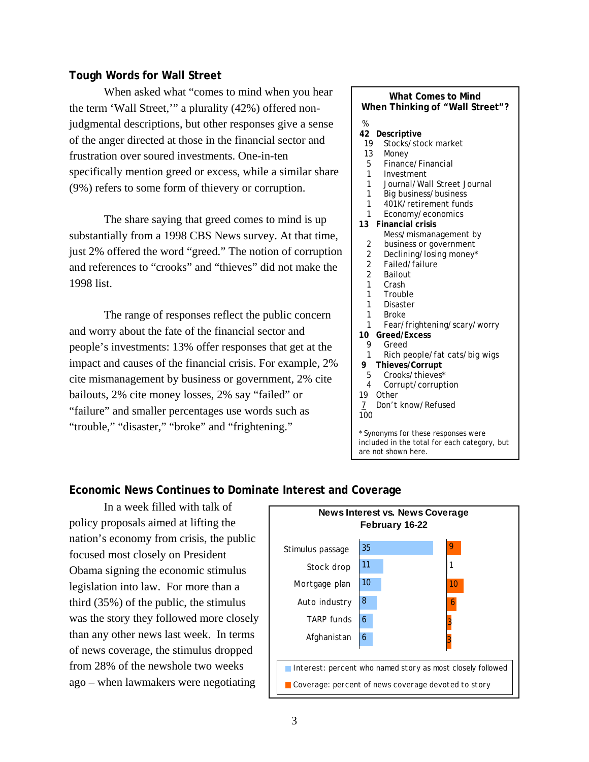## Tough Words for Wall Street

When asked what "comes to mind when you hear the term 'Wall Street,'" a plurality (42%) offered non-judgmental descriptions, but other responses give a sense of the anger directed at those in the financial sector and frustration over soured investments. One-in-ten specifically mention greed or excess, while a similar share (9%) refers to some form of thievery or corruption.

The share saying that greed comes to mind is up substantially from a 1998 CBS News survey. At that time, just 2% offered the word "greed." The notion of corruption and references to "crooks" and "thieves" did not make the 1998 list.

The range of responses reflect the public concern and worry about the fate of the financial sector and people's investments: 13% offer responses that get at the impact and causes of the financial crisis. For example, 2% cite mismanagement by business or government, 2% cite bailouts, 2% cite money losses, 2% say "failed" or "failure" and smaller percentages use words such as "trouble," "disaster," "broke" and "frightening."

**What Comes to Mind When Thinking of "Wall Street"?**

| % | |
|---|---|
| **42** | **Descriptive** |
| 19 | Stocks/stock market |
| 13 | Money |
| 5 | Finance/Financial |
| 1 | Investment |
| 1 | Journal/Wall Street Journal |
| 1 | Big business/business |
| 1 | 401K/retirement funds |
| 1 | Economy/economics |
| **13** | **Financial crisis** |
| 2 | Mess/mismanagement by business or government |
| 2 | Declining/losing money* |
| 2 | Failed/failure |
| 2 | Bailout |
| 1 | Crash |
| 1 | Trouble |
| 1 | Disaster |
| 1 | Broke |
| 1 | Fear/frightening/scary/worry |
| **10** | **Greed/Excess** |
| 9 | Greed |
| 1 | Rich people/fat cats/big wigs |
| **9** | **Thieves/Corrupt** |
| 5 | Crooks/thieves* |
| 4 | Corrupt/corruption |
| 19 | Other |
| 7 | Don't know/Refused |
| 100 | |

* Synonyms for these responses were included in the total for each category, but are not shown here.

## Economic News Continues to Dominate Interest and Coverage

In a week filled with talk of policy proposals aimed at lifting the nation's economy from crisis, the public focused most closely on President Obama signing the economic stimulus legislation into law. For more than a third (35%) of the public, the stimulus was the story they followed more closely than any other news last week. In terms of news coverage, the stimulus dropped from 28% of the newshole two weeks ago – when lawmakers were negotiating

**News Interest vs. News Coverage February 16-22**

| | Interest: percent who named story as most closely followed | Coverage: percent of news coverage devoted to story |
|---|---|---|
| Stimulus passage | 35 | 9 |
| Stock drop | 11 | 1 |
| Mortgage plan | 10 | 10 |
| Auto industry | 8 | 6 |
| TARP funds | 6 | 3 |
| Afghanistan | 6 | 3 |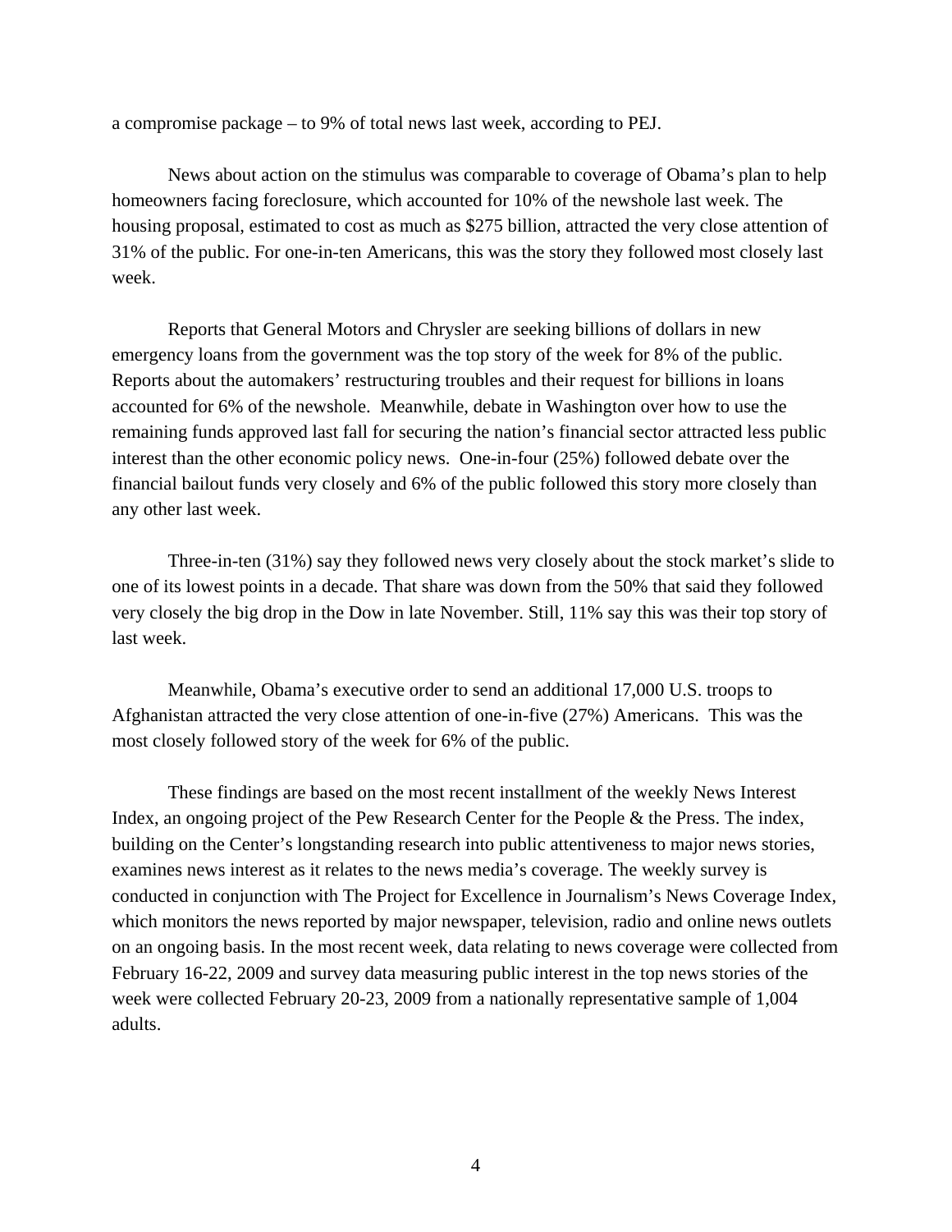a compromise package – to 9% of total news last week, according to PEJ.

News about action on the stimulus was comparable to coverage of Obama's plan to help homeowners facing foreclosure, which accounted for 10% of the newshole last week. The housing proposal, estimated to cost as much as $275 billion, attracted the very close attention of 31% of the public. For one-in-ten Americans, this was the story they followed most closely last week.

Reports that General Motors and Chrysler are seeking billions of dollars in new emergency loans from the government was the top story of the week for 8% of the public. Reports about the automakers' restructuring troubles and their request for billions in loans accounted for 6% of the newshole. Meanwhile, debate in Washington over how to use the remaining funds approved last fall for securing the nation's financial sector attracted less public interest than the other economic policy news. One-in-four (25%) followed debate over the financial bailout funds very closely and 6% of the public followed this story more closely than any other last week.

Three-in-ten (31%) say they followed news very closely about the stock market's slide to one of its lowest points in a decade. That share was down from the 50% that said they followed very closely the big drop in the Dow in late November. Still, 11% say this was their top story of last week.

Meanwhile, Obama's executive order to send an additional 17,000 U.S. troops to Afghanistan attracted the very close attention of one-in-five (27%) Americans. This was the most closely followed story of the week for 6% of the public.

These findings are based on the most recent installment of the weekly News Interest Index, an ongoing project of the Pew Research Center for the People & the Press. The index, building on the Center's longstanding research into public attentiveness to major news stories, examines news interest as it relates to the news media's coverage. The weekly survey is conducted in conjunction with The Project for Excellence in Journalism's News Coverage Index, which monitors the news reported by major newspaper, television, radio and online news outlets on an ongoing basis. In the most recent week, data relating to news coverage were collected from February 16-22, 2009 and survey data measuring public interest in the top news stories of the week were collected February 20-23, 2009 from a nationally representative sample of 1,004 adults.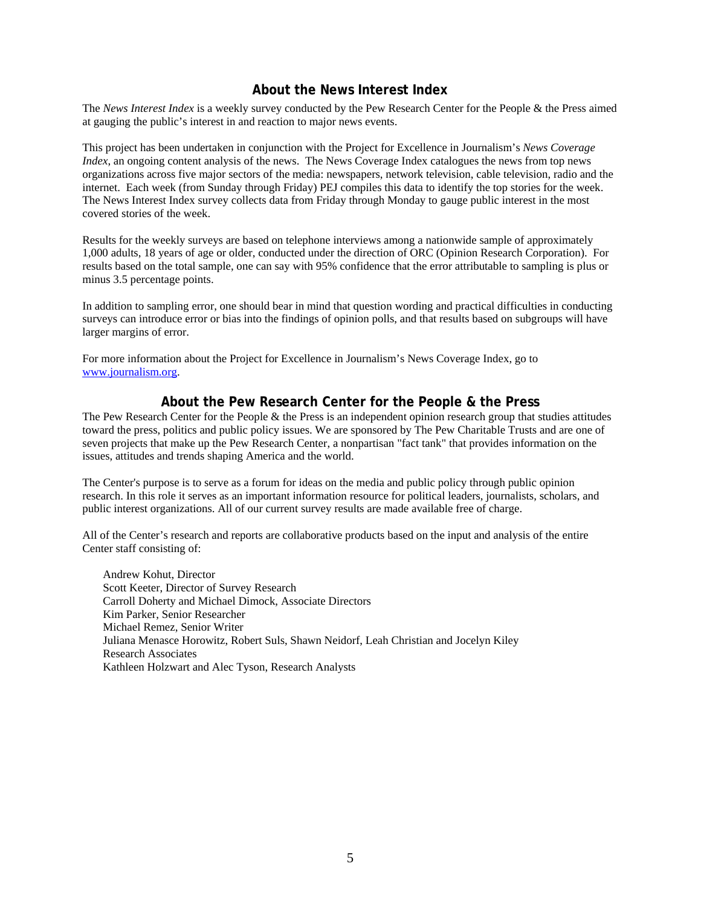## About the News Interest Index

The *News Interest Index* is a weekly survey conducted by the Pew Research Center for the People & the Press aimed at gauging the public's interest in and reaction to major news events.

This project has been undertaken in conjunction with the Project for Excellence in Journalism's *News Coverage Index*, an ongoing content analysis of the news. The News Coverage Index catalogues the news from top news organizations across five major sectors of the media: newspapers, network television, cable television, radio and the internet. Each week (from Sunday through Friday) PEJ compiles this data to identify the top stories for the week. The News Interest Index survey collects data from Friday through Monday to gauge public interest in the most covered stories of the week.

Results for the weekly surveys are based on telephone interviews among a nationwide sample of approximately 1,000 adults, 18 years of age or older, conducted under the direction of ORC (Opinion Research Corporation). For results based on the total sample, one can say with 95% confidence that the error attributable to sampling is plus or minus 3.5 percentage points.

In addition to sampling error, one should bear in mind that question wording and practical difficulties in conducting surveys can introduce error or bias into the findings of opinion polls, and that results based on subgroups will have larger margins of error.

For more information about the Project for Excellence in Journalism's News Coverage Index, go to [www.journalism.org](http://www.journalism.org).

## About the Pew Research Center for the People & the Press

The Pew Research Center for the People & the Press is an independent opinion research group that studies attitudes toward the press, politics and public policy issues. We are sponsored by The Pew Charitable Trusts and are one of seven projects that make up the Pew Research Center, a nonpartisan "fact tank" that provides information on the issues, attitudes and trends shaping America and the world.

The Center's purpose is to serve as a forum for ideas on the media and public policy through public opinion research. In this role it serves as an important information resource for political leaders, journalists, scholars, and public interest organizations. All of our current survey results are made available free of charge.

All of the Center's research and reports are collaborative products based on the input and analysis of the entire Center staff consisting of:

Andrew Kohut, Director
Scott Keeter, Director of Survey Research
Carroll Doherty and Michael Dimock, Associate Directors
Kim Parker, Senior Researcher
Michael Remez, Senior Writer
Juliana Menasce Horowitz, Robert Suls, Shawn Neidorf, Leah Christian and Jocelyn Kiley
Research Associates
Kathleen Holzwart and Alec Tyson, Research Analysts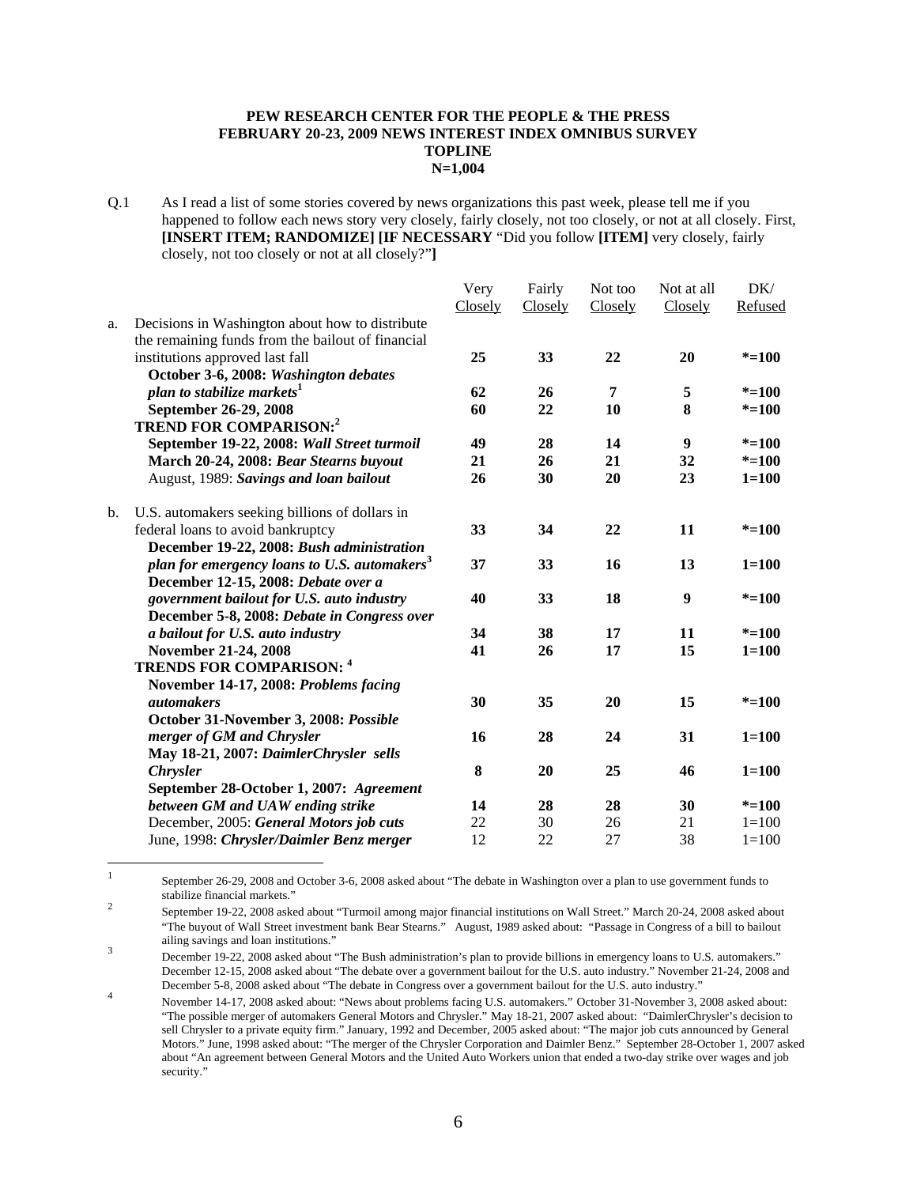**PEW RESEARCH CENTER FOR THE PEOPLE & THE PRESS**
**FEBRUARY 20-23, 2009 NEWS INTEREST INDEX OMNIBUS SURVEY**
**TOPLINE**
**N=1,004**

Q.1 As I read a list of some stories covered by news organizations this past week, please tell me if you happened to follow each news story very closely, fairly closely, not too closely, or not at all closely. First, **[INSERT ITEM; RANDOMIZE] [IF NECESSARY** "Did you follow **[ITEM]** very closely, fairly closely, not too closely or not at all closely?"**]**

| | | Very Closely | Fairly Closely | Not too Closely | Not at all Closely | DK/ Refused |
|---|---|---|---|---|---|---|
| a. | Decisions in Washington about how to distribute the remaining funds from the bailout of financial institutions approved last fall | **25** | **33** | **22** | **20** | ***=100** |
| | **October 3-6, 2008: *Washington debates plan to stabilize markets*[1]** | **62** | **26** | **7** | **5** | ***=100** |
| | **September 26-29, 2008** | **60** | **22** | **10** | **8** | ***=100** |
| | **TREND FOR COMPARISON:[2]** | | | | | |
| | **September 19-22, 2008: *Wall Street turmoil*** | **49** | **28** | **14** | **9** | ***=100** |
| | **March 20-24, 2008: *Bear Stearns buyout*** | **21** | **26** | **21** | **32** | ***=100** |
| | August, 1989: ***Savings and loan bailout*** | **26** | **30** | **20** | **23** | **1=100** |
| b. | U.S. automakers seeking billions of dollars in federal loans to avoid bankruptcy | **33** | **34** | **22** | **11** | ***=100** |
| | **December 19-22, 2008: *Bush administration plan for emergency loans to U.S. automakers*[3]** | **37** | **33** | **16** | **13** | **1=100** |
| | **December 12-15, 2008: *Debate over a government bailout for U.S. auto industry*** | **40** | **33** | **18** | **9** | ***=100** |
| | **December 5-8, 2008: *Debate in Congress over a bailout for U.S. auto industry*** | **34** | **38** | **17** | **11** | ***=100** |
| | **November 21-24, 2008** | **41** | **26** | **17** | **15** | **1=100** |
| | **TRENDS FOR COMPARISON: [4]** | | | | | |
| | **November 14-17, 2008: *Problems facing automakers*** | **30** | **35** | **20** | **15** | ***=100** |
| | **October 31-November 3, 2008: *Possible merger of GM and Chrysler*** | **16** | **28** | **24** | **31** | **1=100** |
| | **May 18-21, 2007: *DaimlerChrysler sells Chrysler*** | **8** | **20** | **25** | **46** | **1=100** |
| | **September 28-October 1, 2007: *Agreement between GM and UAW ending strike*** | **14** | **28** | **28** | **30** | ***=100** |
| | December, 2005: ***General Motors job cuts*** | 22 | 30 | 26 | 21 | 1=100 |
| | June, 1998: ***Chrysler/Daimler Benz merger*** | 12 | 22 | 27 | 38 | 1=100 |

[1] September 26-29, 2008 and October 3-6, 2008 asked about "The debate in Washington over a plan to use government funds to stabilize financial markets."

[2] September 19-22, 2008 asked about "Turmoil among major financial institutions on Wall Street." March 20-24, 2008 asked about "The buyout of Wall Street investment bank Bear Stearns." August, 1989 asked about: "Passage in Congress of a bill to bailout ailing savings and loan institutions."

[3] December 19-22, 2008 asked about "The Bush administration's plan to provide billions in emergency loans to U.S. automakers." December 12-15, 2008 asked about "The debate over a government bailout for the U.S. auto industry." November 21-24, 2008 and December 5-8, 2008 asked about "The debate in Congress over a government bailout for the U.S. auto industry."

[4] November 14-17, 2008 asked about: "News about problems facing U.S. automakers." October 31-November 3, 2008 asked about: "The possible merger of automakers General Motors and Chrysler." May 18-21, 2007 asked about: "DaimlerChrysler's decision to sell Chrysler to a private equity firm." January, 1992 and December, 2005 asked about: "The major job cuts announced by General Motors." June, 1998 asked about: "The merger of the Chrysler Corporation and Daimler Benz." September 28-October 1, 2007 asked about "An agreement between General Motors and the United Auto Workers union that ended a two-day strike over wages and job security."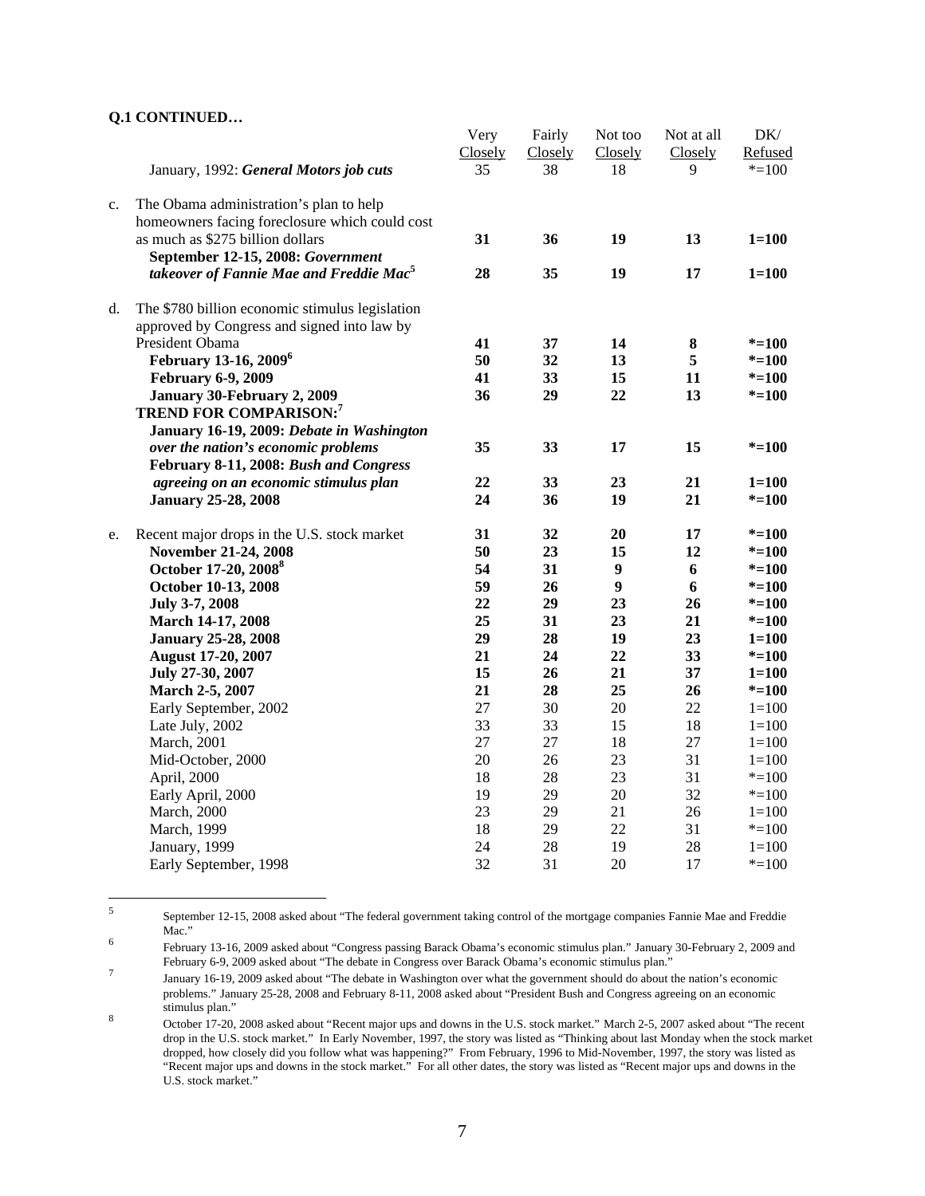**Q.1 CONTINUED…**

| | | Very Closely | Fairly Closely | Not too Closely | Not at all Closely | DK/ Refused |
|---|---|---|---|---|---|---|
| | January, 1992: ***General Motors job cuts*** | 35 | 38 | 18 | 9 | *=100 |
| c. | The Obama administration's plan to help homeowners facing foreclosure which could cost as much as $275 billion dollars | **31** | **36** | **19** | **13** | **1=100** |
| | **September 12-15, 2008: *Government takeover of Fannie Mae and Freddie Mac*[5]** | **28** | **35** | **19** | **17** | **1=100** |
| d. | The $780 billion economic stimulus legislation approved by Congress and signed into law by President Obama | **41** | **37** | **14** | **8** | ***=100** |
| | **February 13-16, 2009[6]** | **50** | **32** | **13** | **5** | ***=100** |
| | **February 6-9, 2009** | **41** | **33** | **15** | **11** | ***=100** |
| | **January 30-February 2, 2009** | **36** | **29** | **22** | **13** | ***=100** |
| | **TREND FOR COMPARISON:[7]** | | | | | |
| | **January 16-19, 2009: *Debate in Washington over the nation's economic problems*** | **35** | **33** | **17** | **15** | ***=100** |
| | **February 8-11, 2008: *Bush and Congress agreeing on an economic stimulus plan*** | **22** | **33** | **23** | **21** | **1=100** |
| | **January 25-28, 2008** | **24** | **36** | **19** | **21** | ***=100** |
| e. | Recent major drops in the U.S. stock market | **31** | **32** | **20** | **17** | ***=100** |
| | **November 21-24, 2008** | **50** | **23** | **15** | **12** | ***=100** |
| | **October 17-20, 2008[8]** | **54** | **31** | **9** | **6** | ***=100** |
| | **October 10-13, 2008** | **59** | **26** | **9** | **6** | ***=100** |
| | **July 3-7, 2008** | **22** | **29** | **23** | **26** | ***=100** |
| | **March 14-17, 2008** | **25** | **31** | **23** | **21** | ***=100** |
| | **January 25-28, 2008** | **29** | **28** | **19** | **23** | **1=100** |
| | **August 17-20, 2007** | **21** | **24** | **22** | **33** | ***=100** |
| | **July 27-30, 2007** | **15** | **26** | **21** | **37** | **1=100** |
| | **March 2-5, 2007** | **21** | **28** | **25** | **26** | ***=100** |
| | Early September, 2002 | 27 | 30 | 20 | 22 | 1=100 |
| | Late July, 2002 | 33 | 33 | 15 | 18 | 1=100 |
| | March, 2001 | 27 | 27 | 18 | 27 | 1=100 |
| | Mid-October, 2000 | 20 | 26 | 23 | 31 | 1=100 |
| | April, 2000 | 18 | 28 | 23 | 31 | *=100 |
| | Early April, 2000 | 19 | 29 | 20 | 32 | *=100 |
| | March, 2000 | 23 | 29 | 21 | 26 | 1=100 |
| | March, 1999 | 18 | 29 | 22 | 31 | *=100 |
| | January, 1999 | 24 | 28 | 19 | 28 | 1=100 |
| | Early September, 1998 | 32 | 31 | 20 | 17 | *=100 |

---

[5] September 12-15, 2008 asked about "The federal government taking control of the mortgage companies Fannie Mae and Freddie Mac."

[6] February 13-16, 2009 asked about "Congress passing Barack Obama's economic stimulus plan." January 30-February 2, 2009 and February 6-9, 2009 asked about "The debate in Congress over Barack Obama's economic stimulus plan."

[7] January 16-19, 2009 asked about "The debate in Washington over what the government should do about the nation's economic problems." January 25-28, 2008 and February 8-11, 2008 asked about "President Bush and Congress agreeing on an economic stimulus plan."

[8] October 17-20, 2008 asked about "Recent major ups and downs in the U.S. stock market." March 2-5, 2007 asked about "The recent drop in the U.S. stock market." In Early November, 1997, the story was listed as "Thinking about last Monday when the stock market dropped, how closely did you follow what was happening?" From February, 1996 to Mid-November, 1997, the story was listed as "Recent major ups and downs in the stock market." For all other dates, the story was listed as "Recent major ups and downs in the U.S. stock market."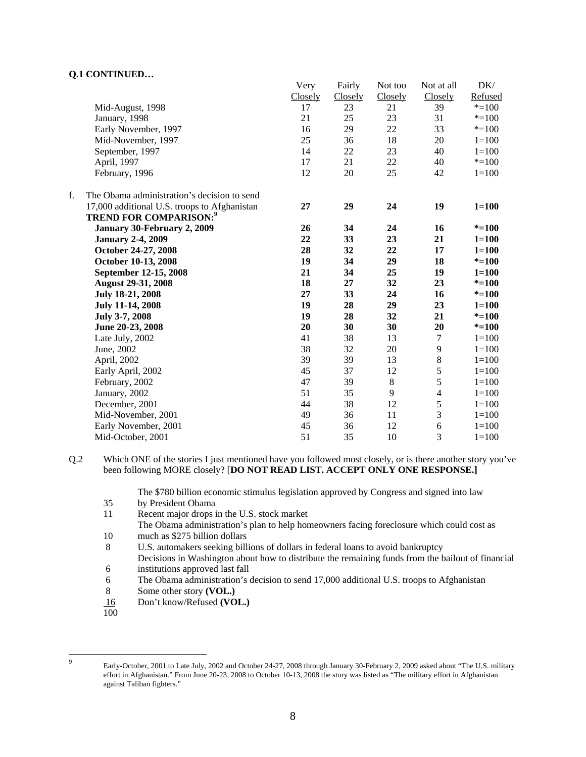**Q.1 CONTINUED…**

| | Very Closely | Fairly Closely | Not too Closely | Not at all Closely | DK/ Refused |
|---|---|---|---|---|---|
| Mid-August, 1998 | 17 | 23 | 21 | 39 | *=100 |
| January, 1998 | 21 | 25 | 23 | 31 | *=100 |
| Early November, 1997 | 16 | 29 | 22 | 33 | *=100 |
| Mid-November, 1997 | 25 | 36 | 18 | 20 | 1=100 |
| September, 1997 | 14 | 22 | 23 | 40 | 1=100 |
| April, 1997 | 17 | 21 | 22 | 40 | *=100 |
| February, 1996 | 12 | 20 | 25 | 42 | 1=100 |
| f. The Obama administration's decision to send 17,000 additional U.S. troops to Afghanistan | **27** | **29** | **24** | **19** | **1=100** |
| **TREND FOR COMPARISON:**[9] | | | | | |
| **January 30-February 2, 2009** | **26** | **34** | **24** | **16** | ***=100** |
| **January 2-4, 2009** | **22** | **33** | **23** | **21** | **1=100** |
| **October 24-27, 2008** | **28** | **32** | **22** | **17** | **1=100** |
| **October 10-13, 2008** | **19** | **34** | **29** | **18** | ***=100** |
| **September 12-15, 2008** | **21** | **34** | **25** | **19** | **1=100** |
| **August 29-31, 2008** | **18** | **27** | **32** | **23** | ***=100** |
| **July 18-21, 2008** | **27** | **33** | **24** | **16** | ***=100** |
| **July 11-14, 2008** | **19** | **28** | **29** | **23** | **1=100** |
| **July 3-7, 2008** | **19** | **28** | **32** | **21** | ***=100** |
| **June 20-23, 2008** | **20** | **30** | **30** | **20** | ***=100** |
| Late July, 2002 | 41 | 38 | 13 | 7 | 1=100 |
| June, 2002 | 38 | 32 | 20 | 9 | 1=100 |
| April, 2002 | 39 | 39 | 13 | 8 | 1=100 |
| Early April, 2002 | 45 | 37 | 12 | 5 | 1=100 |
| February, 2002 | 47 | 39 | 8 | 5 | 1=100 |
| January, 2002 | 51 | 35 | 9 | 4 | 1=100 |
| December, 2001 | 44 | 38 | 12 | 5 | 1=100 |
| Mid-November, 2001 | 49 | 36 | 11 | 3 | 1=100 |
| Early November, 2001 | 45 | 36 | 12 | 6 | 1=100 |
| Mid-October, 2001 | 51 | 35 | 10 | 3 | 1=100 |

Q.2 Which ONE of the stories I just mentioned have you followed most closely, or is there another story you've been following MORE closely? [**DO NOT READ LIST. ACCEPT ONLY ONE RESPONSE.]**

| | |
|---|---|
| 35 | The $780 billion economic stimulus legislation approved by Congress and signed into law by President Obama |
| 11 | Recent major drops in the U.S. stock market |
| 10 | The Obama administration's plan to help homeowners facing foreclosure which could cost as much as $275 billion dollars |
| 8 | U.S. automakers seeking billions of dollars in federal loans to avoid bankruptcy |
| 6 | Decisions in Washington about how to distribute the remaining funds from the bailout of financial institutions approved last fall |
| 6 | The Obama administration's decision to send 17,000 additional U.S. troops to Afghanistan |
| 8 | Some other story **(VOL.)** |
| 16 | Don't know/Refused **(VOL.)** |
| 100 | |

[9] Early-October, 2001 to Late July, 2002 and October 24-27, 2008 through January 30-February 2, 2009 asked about "The U.S. military effort in Afghanistan." From June 20-23, 2008 to October 10-13, 2008 the story was listed as "The military effort in Afghanistan against Taliban fighters."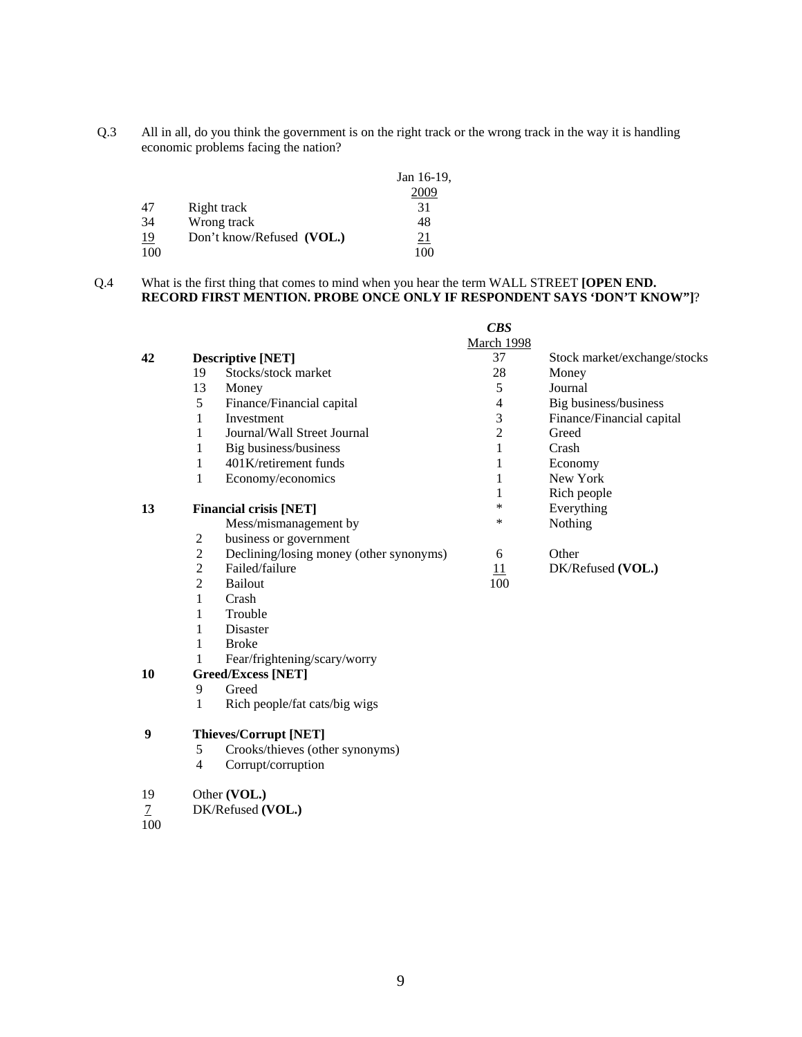Q.3 All in all, do you think the government is on the right track or the wrong track in the way it is handling economic problems facing the nation?

| | | Jan 16-19, 2009 |
|---|---|---|
| 47 | Right track | 31 |
| 34 | Wrong track | 48 |
| 19 | Don't know/Refused **(VOL.)** | 21 |
| 100 | | 100 |

Q.4 What is the first thing that comes to mind when you hear the term WALL STREET **[OPEN END. RECORD FIRST MENTION. PROBE ONCE ONLY IF RESPONDENT SAYS 'DON'T KNOW"]**?

| | | |
|---|---|---|
| **42** | | **Descriptive [NET]** |
| | 19 | Stocks/stock market |
| | 13 | Money |
| | 5 | Finance/Financial capital |
| | 1 | Investment |
| | 1 | Journal/Wall Street Journal |
| | 1 | Big business/business |
| | 1 | 401K/retirement funds |
| | 1 | Economy/economics |
| **13** | | **Financial crisis [NET]** |
| | 2 | Mess/mismanagement by business or government |
| | 2 | Declining/losing money (other synonyms) |
| | 2 | Failed/failure |
| | 2 | Bailout |
| | 1 | Crash |
| | 1 | Trouble |
| | 1 | Disaster |
| | 1 | Broke |
| | 1 | Fear/frightening/scary/worry |
| **10** | | **Greed/Excess [NET]** |
| | 9 | Greed |
| | 1 | Rich people/fat cats/big wigs |
| **9** | | **Thieves/Corrupt [NET]** |
| | 5 | Crooks/thieves (other synonyms) |
| | 4 | Corrupt/corruption |
| 19 | | Other **(VOL.)** |
| 7 | | DK/Refused **(VOL.)** |
| 100 | | |

| ***CBS* March 1998** | |
|---|---|
| 37 | Stock market/exchange/stocks |
| 28 | Money |
| 5 | Journal |
| 4 | Big business/business |
| 3 | Finance/Financial capital |
| 2 | Greed |
| 1 | Crash |
| 1 | Economy |
| 1 | New York |
| 1 | Rich people |
| * | Everything |
| * | Nothing |
| 6 | Other |
| 11 | DK/Refused **(VOL.)** |
| 100 | |